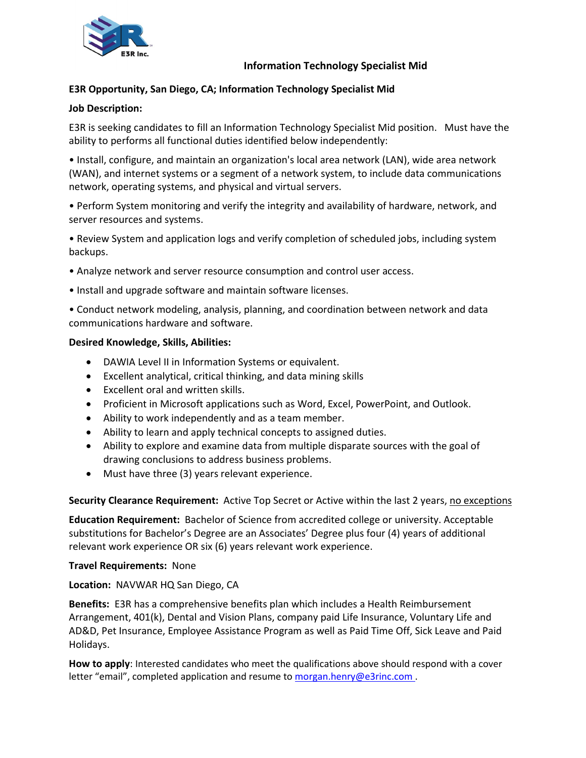E3R Inc.

# Information Technology Specialist Mid

**E3R Opportunity, San Diego, CA; Information Technology Specialist Mid**

**Job Description:**

E3R is seeking candidates to fill an Information Technology Specialist Mid position. Must have the ability to performs all functional duties identified below independently:

• Install, configure, and maintain an organization's local area network (LAN), wide area network (WAN), and internet systems or a segment of a network system, to include data communications network, operating systems, and physical and virtual servers.

• Perform System monitoring and verify the integrity and availability of hardware, network, and server resources and systems.

• Review System and application logs and verify completion of scheduled jobs, including system backups.

• Analyze network and server resource consumption and control user access.

• Install and upgrade software and maintain software licenses.

• Conduct network modeling, analysis, planning, and coordination between network and data communications hardware and software.

**Desired Knowledge, Skills, Abilities:**

- DAWIA Level II in Information Systems or equivalent.
- Excellent analytical, critical thinking, and data mining skills
- Excellent oral and written skills.
- Proficient in Microsoft applications such as Word, Excel, PowerPoint, and Outlook.
- Ability to work independently and as a team member.
- Ability to learn and apply technical concepts to assigned duties.
- Ability to explore and examine data from multiple disparate sources with the goal of drawing conclusions to address business problems.
- Must have three (3) years relevant experience.

**Security Clearance Requirement:** Active Top Secret or Active within the last 2 years, no exceptions

**Education Requirement:** Bachelor of Science from accredited college or university. Acceptable substitutions for Bachelor's Degree are an Associates' Degree plus four (4) years of additional relevant work experience OR six (6) years relevant work experience.

**Travel Requirements:** None

**Location:** NAVWAR HQ San Diego, CA

**Benefits:** E3R has a comprehensive benefits plan which includes a Health Reimbursement Arrangement, 401(k), Dental and Vision Plans, company paid Life Insurance, Voluntary Life and AD&D, Pet Insurance, Employee Assistance Program as well as Paid Time Off, Sick Leave and Paid Holidays.

**How to apply**: Interested candidates who meet the qualifications above should respond with a cover letter "email", completed application and resume to morgan.henry@e3rinc.com .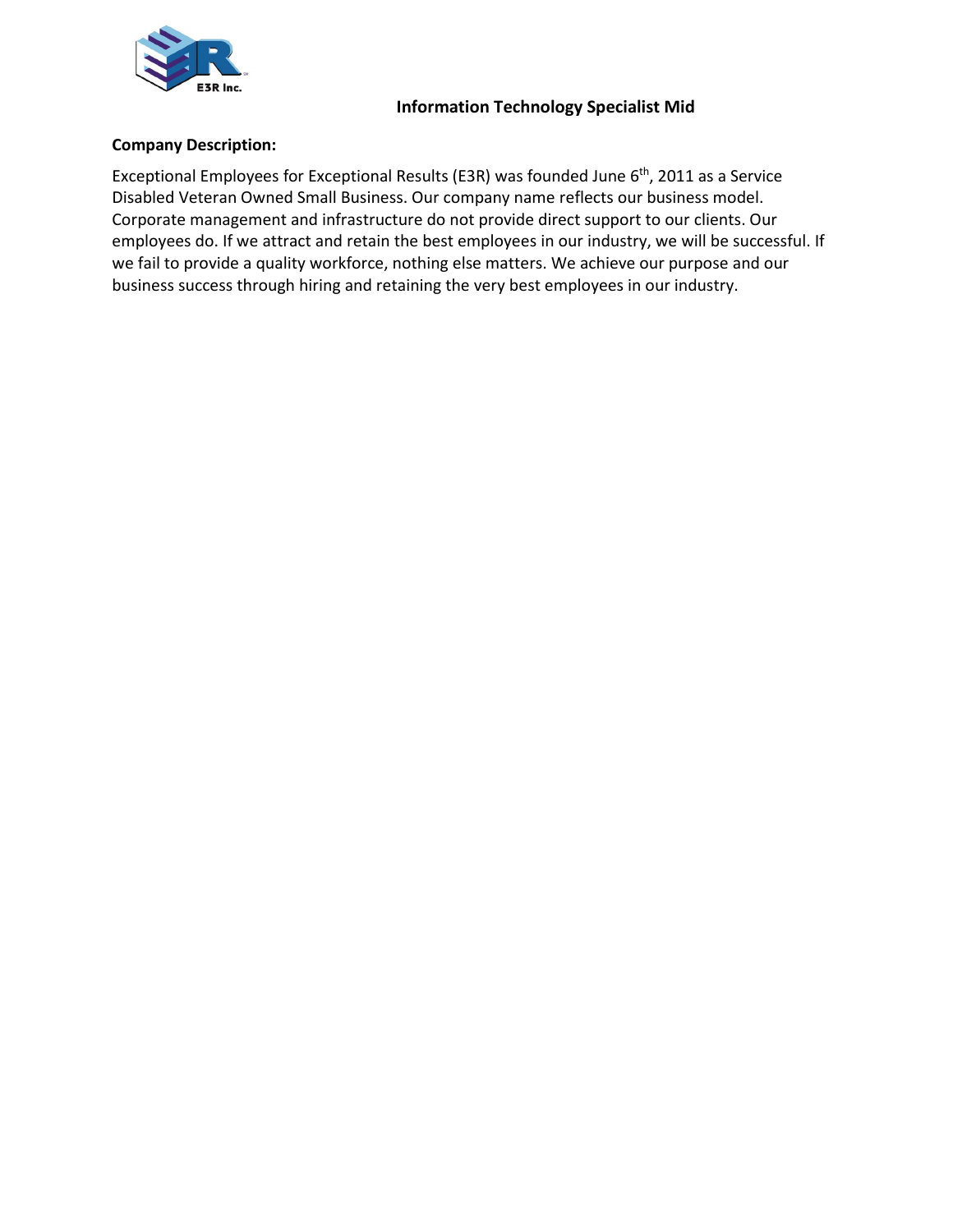# Information Technology Specialist Mid

**Company Description:**

Exceptional Employees for Exceptional Results (E3R) was founded June 6th, 2011 as a Service Disabled Veteran Owned Small Business. Our company name reflects our business model. Corporate management and infrastructure do not provide direct support to our clients. Our employees do. If we attract and retain the best employees in our industry, we will be successful. If we fail to provide a quality workforce, nothing else matters. We achieve our purpose and our business success through hiring and retaining the very best employees in our industry.